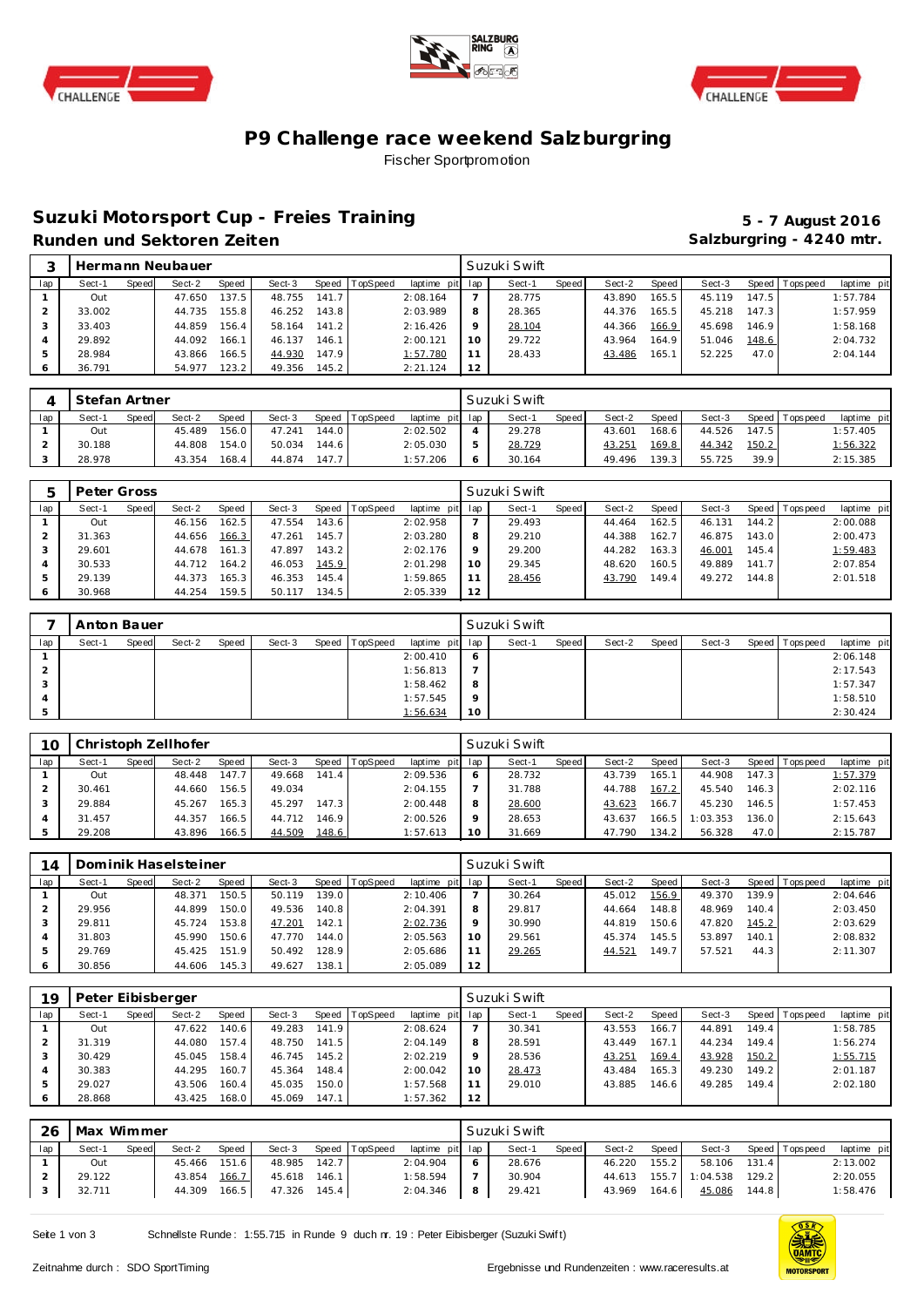# P9 Challenge race weekend Salzburgring

Fischer Sportpromotion

## Suzuki Motorsport Cup - Freies Training

**Runden und Sektoren Zeiten**

**5 - 7 August 2016**

**Salzburgring - 4240 mtr.**

### 3 Hermann Neubauer — Suzuki Swift

| lap | Sect-1 | Speed | Sect-2 | Speed | Sect-3 | Speed | TopSpeed | laptime pit | lap | Sect-1 | Speed | Sect-2 | Speed | Sect-3 | Speed | Topspeed | laptime pit |
|---|---|---|---|---|---|---|---|---|---|---|---|---|---|---|---|---|---|
| 1 | Out | | 47.650 | 137.5 | 48.755 | 141.7 | | 2:08.164 | 7 | 28.775 | | 43.890 | 165.5 | 45.119 | 147.5 | | 1:57.784 |
| 2 | 33.002 | | 44.735 | 155.8 | 46.252 | 143.8 | | 2:03.989 | 8 | 28.365 | | 44.376 | 165.5 | 45.218 | 147.3 | | 1:57.959 |
| 3 | 33.403 | | 44.859 | 156.4 | 58.164 | 141.2 | | 2:16.426 | 9 | 28.104 | | 44.366 | 166.9 | 45.698 | 146.9 | | 1:58.168 |
| 4 | 29.892 | | 44.092 | 166.1 | 46.137 | 146.1 | | 2:00.121 | 10 | 29.722 | | 43.964 | 164.9 | 51.046 | 148.6 | | 2:04.732 |
| 5 | 28.984 | | 43.866 | 166.5 | 44.930 | 147.9 | | 1:57.780 | 11 | 28.433 | | 43.486 | 165.1 | 52.225 | 47.0 | | 2:04.144 |
| 6 | 36.791 | | 54.977 | 123.2 | 49.356 | 145.2 | | 2:21.124 | 12 | | | | | | | | |

### 4 Stefan Artner — Suzuki Swift

| lap | Sect-1 | Speed | Sect-2 | Speed | Sect-3 | Speed | TopSpeed | laptime pit | lap | Sect-1 | Speed | Sect-2 | Speed | Sect-3 | Speed | Topspeed | laptime pit |
|---|---|---|---|---|---|---|---|---|---|---|---|---|---|---|---|---|---|
| 1 | Out | | 45.489 | 156.0 | 47.241 | 144.0 | | 2:02.502 | 4 | 29.278 | | 43.601 | 168.6 | 44.526 | 147.5 | | 1:57.405 |
| 2 | 30.188 | | 44.808 | 154.0 | 50.034 | 144.6 | | 2:05.030 | 5 | 28.729 | | 43.251 | 169.8 | 44.342 | 150.2 | | 1:56.322 |
| 3 | 28.978 | | 43.354 | 168.4 | 44.874 | 147.7 | | 1:57.206 | 6 | 30.164 | | 49.496 | 139.3 | 55.725 | 39.9 | | 2:15.385 |

### 5 Peter Gross — Suzuki Swift

| lap | Sect-1 | Speed | Sect-2 | Speed | Sect-3 | Speed | TopSpeed | laptime pit | lap | Sect-1 | Speed | Sect-2 | Speed | Sect-3 | Speed | Topspeed | laptime pit |
|---|---|---|---|---|---|---|---|---|---|---|---|---|---|---|---|---|---|
| 1 | Out | | 46.156 | 162.5 | 47.554 | 143.6 | | 2:02.958 | 7 | 29.493 | | 44.464 | 162.5 | 46.131 | 144.2 | | 2:00.088 |
| 2 | 31.363 | | 44.656 | 166.3 | 47.261 | 145.7 | | 2:03.280 | 8 | 29.210 | | 44.388 | 162.7 | 46.875 | 143.0 | | 2:00.473 |
| 3 | 29.601 | | 44.678 | 161.3 | 47.897 | 143.2 | | 2:02.176 | 9 | 29.200 | | 44.282 | 163.3 | 46.001 | 145.4 | | 1:59.483 |
| 4 | 30.533 | | 44.712 | 164.2 | 46.053 | 145.9 | | 2:01.298 | 10 | 29.345 | | 48.620 | 160.5 | 49.889 | 141.7 | | 2:07.854 |
| 5 | 29.139 | | 44.373 | 165.3 | 46.353 | 145.4 | | 1:59.865 | 11 | 28.456 | | 43.790 | 149.4 | 49.272 | 144.8 | | 2:01.518 |
| 6 | 30.968 | | 44.254 | 159.5 | 50.117 | 134.5 | | 2:05.339 | 12 | | | | | | | | |

### 7 Anton Bauer — Suzuki Swift

| lap | Sect-1 | Speed | Sect-2 | Speed | Sect-3 | Speed | TopSpeed | laptime pit | lap | Sect-1 | Speed | Sect-2 | Speed | Sect-3 | Speed | Topspeed | laptime pit |
|---|---|---|---|---|---|---|---|---|---|---|---|---|---|---|---|---|---|
| 1 | | | | | | | | 2:00.410 | 6 | | | | | | | | 2:06.148 |
| 2 | | | | | | | | 1:56.813 | 7 | | | | | | | | 2:17.543 |
| 3 | | | | | | | | 1:58.462 | 8 | | | | | | | | 1:57.347 |
| 4 | | | | | | | | 1:57.545 | 9 | | | | | | | | 1:58.510 |
| 5 | | | | | | | | 1:56.634 | 10 | | | | | | | | 2:30.424 |

### 10 Christoph Zellhofer — Suzuki Swift

| lap | Sect-1 | Speed | Sect-2 | Speed | Sect-3 | Speed | TopSpeed | laptime pit | lap | Sect-1 | Speed | Sect-2 | Speed | Sect-3 | Speed | Topspeed | laptime pit |
|---|---|---|---|---|---|---|---|---|---|---|---|---|---|---|---|---|---|
| 1 | Out | | 48.448 | 147.7 | 49.668 | 141.4 | | 2:09.536 | 6 | 28.732 | | 43.739 | 165.1 | 44.908 | 147.3 | | 1:57.379 |
| 2 | 30.461 | | 44.660 | 156.5 | 49.034 | | | 2:04.155 | 7 | 31.788 | | 44.788 | 167.2 | 45.540 | 146.3 | | 2:02.116 |
| 3 | 29.884 | | 45.267 | 165.3 | 45.297 | 147.3 | | 2:00.448 | 8 | 28.600 | | 43.623 | 166.7 | 45.230 | 146.5 | | 1:57.453 |
| 4 | 31.457 | | 44.357 | 166.5 | 44.712 | 146.9 | | 2:00.526 | 9 | 28.653 | | 43.637 | 166.5 | 1:03.353 | 136.0 | | 2:15.643 |
| 5 | 29.208 | | 43.896 | 166.5 | 44.509 | 148.6 | | 1:57.613 | 10 | 31.669 | | 47.790 | 134.2 | 56.328 | 47.0 | | 2:15.787 |

### 14 Dominik Haselsteiner — Suzuki Swift

| lap | Sect-1 | Speed | Sect-2 | Speed | Sect-3 | Speed | TopSpeed | laptime pit | lap | Sect-1 | Speed | Sect-2 | Speed | Sect-3 | Speed | Topspeed | laptime pit |
|---|---|---|---|---|---|---|---|---|---|---|---|---|---|---|---|---|---|
| 1 | Out | | 48.371 | 150.5 | 50.119 | 139.0 | | 2:10.406 | 7 | 30.264 | | 45.012 | 156.9 | 49.370 | 139.9 | | 2:04.646 |
| 2 | 29.956 | | 44.899 | 150.0 | 49.536 | 140.8 | | 2:04.391 | 8 | 29.817 | | 44.664 | 148.8 | 48.969 | 140.4 | | 2:03.450 |
| 3 | 29.811 | | 45.724 | 153.8 | 47.201 | 142.1 | | 2:02.736 | 9 | 30.990 | | 44.819 | 150.6 | 47.820 | 145.2 | | 2:03.629 |
| 4 | 31.803 | | 45.990 | 150.6 | 47.770 | 144.0 | | 2:05.563 | 10 | 29.561 | | 45.374 | 145.5 | 53.897 | 140.1 | | 2:08.832 |
| 5 | 29.769 | | 45.425 | 151.9 | 50.492 | 128.9 | | 2:05.686 | 11 | 29.265 | | 44.521 | 149.7 | 57.521 | 44.3 | | 2:11.307 |
| 6 | 30.856 | | 44.606 | 145.3 | 49.627 | 138.1 | | 2:05.089 | 12 | | | | | | | | |

### 19 Peter Eibisberger — Suzuki Swift

| lap | Sect-1 | Speed | Sect-2 | Speed | Sect-3 | Speed | TopSpeed | laptime pit | lap | Sect-1 | Speed | Sect-2 | Speed | Sect-3 | Speed | Topspeed | laptime pit |
|---|---|---|---|---|---|---|---|---|---|---|---|---|---|---|---|---|---|
| 1 | Out | | 47.622 | 140.6 | 49.283 | 141.9 | | 2:08.624 | 7 | 30.341 | | 43.553 | 166.7 | 44.891 | 149.4 | | 1:58.785 |
| 2 | 31.319 | | 44.080 | 157.4 | 48.750 | 141.5 | | 2:04.149 | 8 | 28.591 | | 43.449 | 167.1 | 44.234 | 149.4 | | 1:56.274 |
| 3 | 30.429 | | 45.045 | 158.4 | 46.745 | 145.2 | | 2:02.219 | 9 | 28.536 | | 43.251 | 169.4 | 43.928 | 150.2 | | 1:55.715 |
| 4 | 30.383 | | 44.295 | 160.7 | 45.364 | 148.4 | | 2:00.042 | 10 | 28.473 | | 43.484 | 165.3 | 49.230 | 149.2 | | 2:01.187 |
| 5 | 29.027 | | 43.506 | 160.4 | 45.035 | 150.0 | | 1:57.568 | 11 | 29.010 | | 43.885 | 146.6 | 49.285 | 149.4 | | 2:02.180 |
| 6 | 28.868 | | 43.425 | 168.0 | 45.069 | 147.1 | | 1:57.362 | 12 | | | | | | | | |

### 26 Max Wimmer — Suzuki Swift

| lap | Sect-1 | Speed | Sect-2 | Speed | Sect-3 | Speed | TopSpeed | laptime pit | lap | Sect-1 | Speed | Sect-2 | Speed | Sect-3 | Speed | Topspeed | laptime pit |
|---|---|---|---|---|---|---|---|---|---|---|---|---|---|---|---|---|---|
| 1 | Out | | 45.466 | 151.6 | 48.985 | 142.7 | | 2:04.904 | 6 | 28.676 | | 46.220 | 155.2 | 58.106 | 131.4 | | 2:13.002 |
| 2 | 29.122 | | 43.854 | 166.7 | 45.618 | 146.1 | | 1:58.594 | 7 | 30.904 | | 44.613 | 155.7 | 1:04.538 | 129.2 | | 2:20.055 |
| 3 | 32.711 | | 44.309 | 166.5 | 47.326 | 145.4 | | 2:04.346 | 8 | 29.421 | | 43.969 | 164.6 | 45.086 | 144.8 | | 1:58.476 |

Schnellste Runde : 1:55.715 in Runde 9 duch nr. 19 : Peter Eibisberger (Suzuki Swift)

Zeitnahme durch : SDO SportTiming

Ergebnisse und Rundenzeiten : www.raceresults.at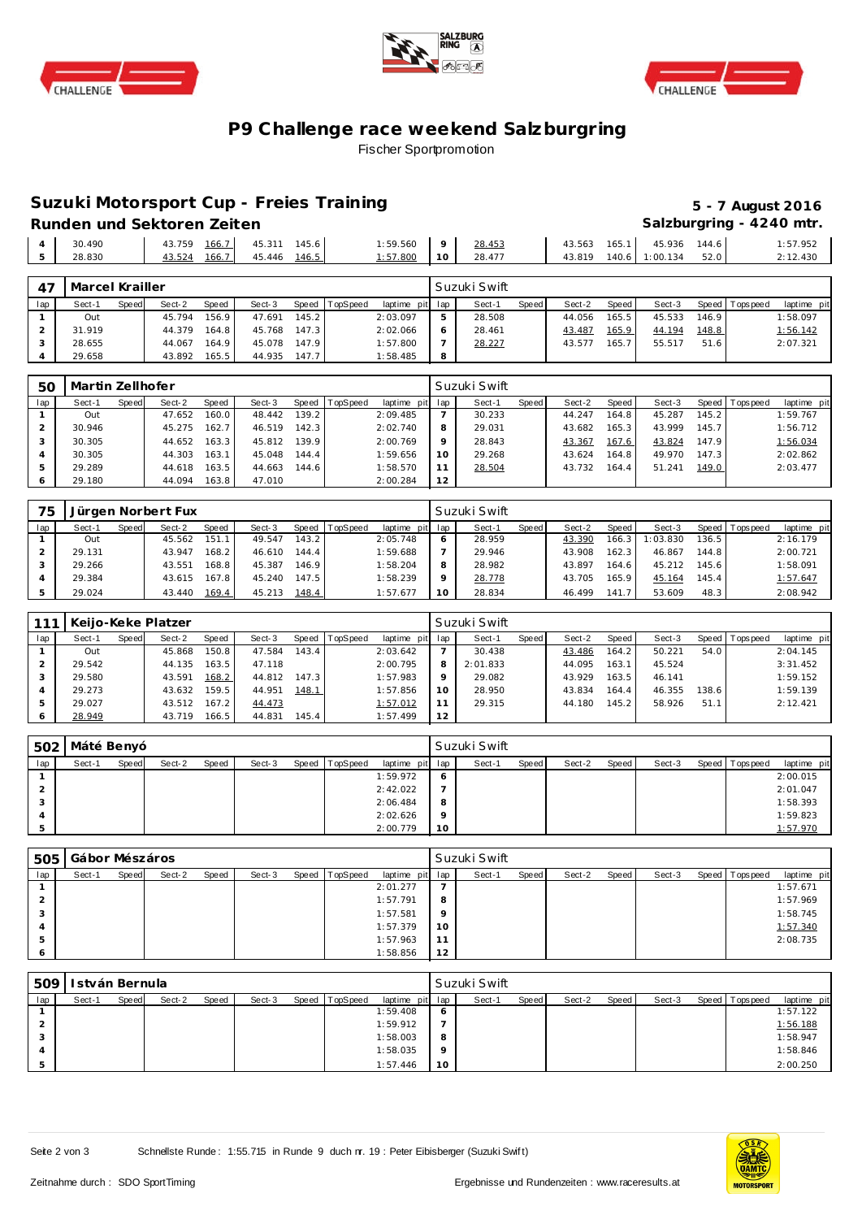# P9 Challenge race weekend Salzburgring

Fischer Sportpromotion

## Suzuki Motorsport Cup - Freies Training

**5 - 7 August 2016**

### Runden und Sektoren Zeiten

**Salzburgring - 4240 mtr.**

| lap | Sect-1 | Speed | Sect-2 | Speed | Sect-3 | Speed | TopSpeed | laptime pit | lap | Sect-1 | Speed | Sect-2 | Speed | Sect-3 | Speed | Topspeed | laptime pit |
|---|---|---|---|---|---|---|---|---|---|---|---|---|---|---|---|---|---|
| 4 | 30.490 | | 43.759 | 166.7 | 45.311 | 145.6 | | 1:59.560 | 9 | 28.453 | | 43.563 | 165.1 | 45.936 | 144.6 | | 1:57.952 |
| 5 | 28.830 | | 43.524 | 166.7 | 45.446 | 146.5 | | 1:57.800 | 10 | 28.477 | | 43.819 | 140.6 | 1:00.134 | 52.0 | | 2:12.430 |

**47 Marcel Krailler** — Suzuki Swift

| lap | Sect-1 | Speed | Sect-2 | Speed | Sect-3 | Speed | TopSpeed | laptime pit | lap | Sect-1 | Speed | Sect-2 | Speed | Sect-3 | Speed | Topspeed | laptime pit |
|---|---|---|---|---|---|---|---|---|---|---|---|---|---|---|---|---|---|
| 1 | Out | | 45.794 | 156.9 | 47.691 | 145.2 | | 2:03.097 | 5 | 28.508 | | 44.056 | 165.5 | 45.533 | 146.9 | | 1:58.097 |
| 2 | 31.919 | | 44.379 | 164.8 | 45.768 | 147.3 | | 2:02.066 | 6 | 28.461 | | 43.487 | 165.9 | 44.194 | 148.8 | | 1:56.142 |
| 3 | 28.655 | | 44.067 | 164.9 | 45.078 | 147.9 | | 1:57.800 | 7 | 28.227 | | 43.577 | 165.7 | 55.517 | 51.6 | | 2:07.321 |
| 4 | 29.658 | | 43.892 | 165.5 | 44.935 | 147.7 | | 1:58.485 | 8 | | | | | | | | |

**50 Martin Zellhofer** — Suzuki Swift

| lap | Sect-1 | Speed | Sect-2 | Speed | Sect-3 | Speed | TopSpeed | laptime pit | lap | Sect-1 | Speed | Sect-2 | Speed | Sect-3 | Speed | Topspeed | laptime pit |
|---|---|---|---|---|---|---|---|---|---|---|---|---|---|---|---|---|---|
| 1 | Out | | 47.652 | 160.0 | 48.442 | 139.2 | | 2:09.485 | 7 | 30.233 | | 44.247 | 164.8 | 45.287 | 145.2 | | 1:59.767 |
| 2 | 30.946 | | 45.275 | 162.7 | 46.519 | 142.3 | | 2:02.740 | 8 | 29.031 | | 43.682 | 165.3 | 43.999 | 145.7 | | 1:56.712 |
| 3 | 30.305 | | 44.652 | 163.3 | 45.812 | 139.9 | | 2:00.769 | 9 | 28.843 | | 43.367 | 167.6 | 43.824 | 147.9 | | 1:56.034 |
| 4 | 30.305 | | 44.303 | 163.1 | 45.048 | 144.4 | | 1:59.656 | 10 | 29.268 | | 43.624 | 164.8 | 49.970 | 147.3 | | 2:02.862 |
| 5 | 29.289 | | 44.618 | 163.5 | 44.663 | 144.6 | | 1:58.570 | 11 | 28.504 | | 43.732 | 164.4 | 51.241 | 149.0 | | 2:03.477 |
| 6 | 29.180 | | 44.094 | 163.8 | 47.010 | | | 2:00.284 | 12 | | | | | | | | |

**75 Jürgen Norbert Fux** — Suzuki Swift

| lap | Sect-1 | Speed | Sect-2 | Speed | Sect-3 | Speed | TopSpeed | laptime pit | lap | Sect-1 | Speed | Sect-2 | Speed | Sect-3 | Speed | Topspeed | laptime pit |
|---|---|---|---|---|---|---|---|---|---|---|---|---|---|---|---|---|---|
| 1 | Out | | 45.562 | 151.1 | 49.547 | 143.2 | | 2:05.748 | 6 | 28.959 | | 43.390 | 166.3 | 1:03.830 | 136.5 | | 2:16.179 |
| 2 | 29.131 | | 43.947 | 168.2 | 46.610 | 144.4 | | 1:59.688 | 7 | 29.946 | | 43.908 | 162.3 | 46.867 | 144.8 | | 2:00.721 |
| 3 | 29.266 | | 43.551 | 168.8 | 45.387 | 146.9 | | 1:58.204 | 8 | 28.982 | | 43.897 | 164.6 | 45.212 | 145.6 | | 1:58.091 |
| 4 | 29.384 | | 43.615 | 167.8 | 45.240 | 147.5 | | 1:58.239 | 9 | 28.778 | | 43.705 | 165.9 | 45.164 | 145.4 | | 1:57.647 |
| 5 | 29.024 | | 43.440 | 169.4 | 45.213 | 148.4 | | 1:57.677 | 10 | 28.834 | | 46.499 | 141.7 | 53.609 | 48.3 | | 2:08.942 |

**111 Keijo-Keke Platzer** — Suzuki Swift

| lap | Sect-1 | Speed | Sect-2 | Speed | Sect-3 | Speed | TopSpeed | laptime pit | lap | Sect-1 | Speed | Sect-2 | Speed | Sect-3 | Speed | Topspeed | laptime pit |
|---|---|---|---|---|---|---|---|---|---|---|---|---|---|---|---|---|---|
| 1 | Out | | 45.868 | 150.8 | 47.584 | 143.4 | | 2:03.642 | 7 | 30.438 | | 43.486 | 164.2 | 50.221 | 54.0 | | 2:04.145 |
| 2 | 29.542 | | 44.135 | 163.5 | 47.118 | | | 2:00.795 | 8 | 2:01.833 | | 44.095 | 163.1 | 45.524 | | | 3:31.452 |
| 3 | 29.580 | | 43.591 | 168.2 | 44.812 | 147.3 | | 1:57.983 | 9 | 29.082 | | 43.929 | 163.5 | 46.141 | | | 1:59.152 |
| 4 | 29.273 | | 43.632 | 159.5 | 44.951 | 148.1 | | 1:57.856 | 10 | 28.950 | | 43.834 | 164.4 | 46.355 | 138.6 | | 1:59.139 |
| 5 | 29.027 | | 43.512 | 167.2 | 44.473 | | | 1:57.012 | 11 | 29.315 | | 44.180 | 145.2 | 58.926 | 51.1 | | 2:12.421 |
| 6 | 28.949 | | 43.719 | 166.5 | 44.831 | 145.4 | | 1:57.499 | 12 | | | | | | | | |

**502 Máté Benyó** — Suzuki Swift

| lap | Sect-1 | Speed | Sect-2 | Speed | Sect-3 | Speed | TopSpeed | laptime pit | lap | Sect-1 | Speed | Sect-2 | Speed | Sect-3 | Speed | Topspeed | laptime pit |
|---|---|---|---|---|---|---|---|---|---|---|---|---|---|---|---|---|---|
| 1 | | | | | | | | 1:59.972 | 6 | | | | | | | | 2:00.015 |
| 2 | | | | | | | | 2:42.022 | 7 | | | | | | | | 2:01.047 |
| 3 | | | | | | | | 2:06.484 | 8 | | | | | | | | 1:58.393 |
| 4 | | | | | | | | 2:02.626 | 9 | | | | | | | | 1:59.823 |
| 5 | | | | | | | | 2:00.779 | 10 | | | | | | | | 1:57.970 |

**505 Gábor Mészáros** — Suzuki Swift

| lap | Sect-1 | Speed | Sect-2 | Speed | Sect-3 | Speed | TopSpeed | laptime pit | lap | Sect-1 | Speed | Sect-2 | Speed | Sect-3 | Speed | Topspeed | laptime pit |
|---|---|---|---|---|---|---|---|---|---|---|---|---|---|---|---|---|---|
| 1 | | | | | | | | 2:01.277 | 7 | | | | | | | | 1:57.671 |
| 2 | | | | | | | | 1:57.791 | 8 | | | | | | | | 1:57.969 |
| 3 | | | | | | | | 1:57.581 | 9 | | | | | | | | 1:58.745 |
| 4 | | | | | | | | 1:57.379 | 10 | | | | | | | | 1:57.340 |
| 5 | | | | | | | | 1:57.963 | 11 | | | | | | | | 2:08.735 |
| 6 | | | | | | | | 1:58.856 | 12 | | | | | | | | |

**509 István Bernula** — Suzuki Swift

| lap | Sect-1 | Speed | Sect-2 | Speed | Sect-3 | Speed | TopSpeed | laptime pit | lap | Sect-1 | Speed | Sect-2 | Speed | Sect-3 | Speed | Topspeed | laptime pit |
|---|---|---|---|---|---|---|---|---|---|---|---|---|---|---|---|---|---|
| 1 | | | | | | | | 1:59.408 | 6 | | | | | | | | 1:57.122 |
| 2 | | | | | | | | 1:59.912 | 7 | | | | | | | | 1:56.188 |
| 3 | | | | | | | | 1:58.003 | 8 | | | | | | | | 1:58.947 |
| 4 | | | | | | | | 1:58.035 | 9 | | | | | | | | 1:58.846 |
| 5 | | | | | | | | 1:57.446 | 10 | | | | | | | | 2:00.250 |

Schnellste Runde : 1:55.715 in Runde 9 duch nr. 19 : Peter Eibisberger (Suzuki Swift)

Zeitnahme durch : SDO SportTiming

Ergebnisse und Rundenzeiten : www.raceresults.at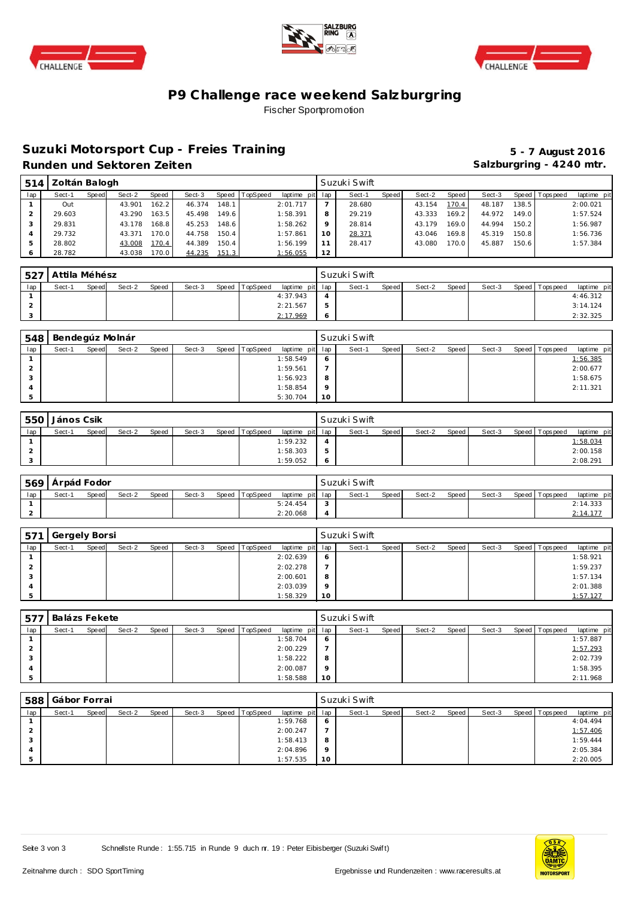# P9 Challenge race weekend Salzburgring

Fischer Sportpromotion

## Suzuki Motorsport Cup - Freies Training

**Runden und Sektoren Zeiten**

**5 - 7 August 2016**

**Salzburgring - 4240 mtr.**

| 514 | Zoltán Balogh | | | | | | | | Suzuki Swift | | | | | | | | |
|---|---|---|---|---|---|---|---|---|---|---|---|---|---|---|---|---|---|
| lap | Sect-1 | Speed | Sect-2 | Speed | Sect-3 | Speed | TopSpeed | laptime pit | lap | Sect-1 | Speed | Sect-2 | Speed | Sect-3 | Speed | Topspeed | laptime pit |
| 1 | Out | | 43.901 | 162.2 | 46.374 | 148.1 | | 2:01.717 | 7 | 28.680 | | 43.154 | 170.4 | 48.187 | 138.5 | | 2:00.021 |
| 2 | 29.603 | | 43.290 | 163.5 | 45.498 | 149.6 | | 1:58.391 | 8 | 29.219 | | 43.333 | 169.2 | 44.972 | 149.0 | | 1:57.524 |
| 3 | 29.831 | | 43.178 | 168.8 | 45.253 | 148.6 | | 1:58.262 | 9 | 28.814 | | 43.179 | 169.0 | 44.994 | 150.2 | | 1:56.987 |
| 4 | 29.732 | | 43.371 | 170.0 | 44.758 | 150.4 | | 1:57.861 | 10 | 28.371 | | 43.046 | 169.8 | 45.319 | 150.8 | | 1:56.736 |
| 5 | 28.802 | | 43.008 | 170.4 | 44.389 | 150.4 | | 1:56.199 | 11 | 28.417 | | 43.080 | 170.0 | 45.887 | 150.6 | | 1:57.384 |
| 6 | 28.782 | | 43.038 | 170.0 | 44.235 | 151.3 | | 1:56.055 | 12 | | | | | | | | |

| 527 | Attila Méhész | | | | | | | | Suzuki Swift | | | | | | | | |
|---|---|---|---|---|---|---|---|---|---|---|---|---|---|---|---|---|---|
| lap | Sect-1 | Speed | Sect-2 | Speed | Sect-3 | Speed | TopSpeed | laptime pit | lap | Sect-1 | Speed | Sect-2 | Speed | Sect-3 | Speed | Topspeed | laptime pit |
| 1 | | | | | | | | 4:37.943 | 4 | | | | | | | | 4:46.312 |
| 2 | | | | | | | | 2:21.567 | 5 | | | | | | | | 3:14.124 |
| 3 | | | | | | | | 2:17.969 | 6 | | | | | | | | 2:32.325 |

| 548 | Bendegúz Molnár | | | | | | | | Suzuki Swift | | | | | | | | |
|---|---|---|---|---|---|---|---|---|---|---|---|---|---|---|---|---|---|
| lap | Sect-1 | Speed | Sect-2 | Speed | Sect-3 | Speed | TopSpeed | laptime pit | lap | Sect-1 | Speed | Sect-2 | Speed | Sect-3 | Speed | Topspeed | laptime pit |
| 1 | | | | | | | | 1:58.549 | 6 | | | | | | | | 1:56.385 |
| 2 | | | | | | | | 1:59.561 | 7 | | | | | | | | 2:00.677 |
| 3 | | | | | | | | 1:56.923 | 8 | | | | | | | | 1:58.675 |
| 4 | | | | | | | | 1:58.854 | 9 | | | | | | | | 2:11.321 |
| 5 | | | | | | | | 5:30.704 | 10 | | | | | | | | |

| 550 | János Csik | | | | | | | | Suzuki Swift | | | | | | | | |
|---|---|---|---|---|---|---|---|---|---|---|---|---|---|---|---|---|---|
| lap | Sect-1 | Speed | Sect-2 | Speed | Sect-3 | Speed | TopSpeed | laptime pit | lap | Sect-1 | Speed | Sect-2 | Speed | Sect-3 | Speed | Topspeed | laptime pit |
| 1 | | | | | | | | 1:59.232 | 4 | | | | | | | | 1:58.034 |
| 2 | | | | | | | | 1:58.303 | 5 | | | | | | | | 2:00.158 |
| 3 | | | | | | | | 1:59.052 | 6 | | | | | | | | 2:08.291 |

| 569 | Árpád Fodor | | | | | | | | Suzuki Swift | | | | | | | | |
|---|---|---|---|---|---|---|---|---|---|---|---|---|---|---|---|---|---|
| lap | Sect-1 | Speed | Sect-2 | Speed | Sect-3 | Speed | TopSpeed | laptime pit | lap | Sect-1 | Speed | Sect-2 | Speed | Sect-3 | Speed | Topspeed | laptime pit |
| 1 | | | | | | | | 5:24.454 | 3 | | | | | | | | 2:14.333 |
| 2 | | | | | | | | 2:20.068 | 4 | | | | | | | | 2:14.177 |

| 571 | Gergely Borsi | | | | | | | | Suzuki Swift | | | | | | | | |
|---|---|---|---|---|---|---|---|---|---|---|---|---|---|---|---|---|---|
| lap | Sect-1 | Speed | Sect-2 | Speed | Sect-3 | Speed | TopSpeed | laptime pit | lap | Sect-1 | Speed | Sect-2 | Speed | Sect-3 | Speed | Topspeed | laptime pit |
| 1 | | | | | | | | 2:02.639 | 6 | | | | | | | | 1:58.921 |
| 2 | | | | | | | | 2:02.278 | 7 | | | | | | | | 1:59.237 |
| 3 | | | | | | | | 2:00.601 | 8 | | | | | | | | 1:57.134 |
| 4 | | | | | | | | 2:03.039 | 9 | | | | | | | | 2:01.388 |
| 5 | | | | | | | | 1:58.329 | 10 | | | | | | | | 1:57.127 |

| 577 | Balázs Fekete | | | | | | | | Suzuki Swift | | | | | | | | |
|---|---|---|---|---|---|---|---|---|---|---|---|---|---|---|---|---|---|
| lap | Sect-1 | Speed | Sect-2 | Speed | Sect-3 | Speed | TopSpeed | laptime pit | lap | Sect-1 | Speed | Sect-2 | Speed | Sect-3 | Speed | Topspeed | laptime pit |
| 1 | | | | | | | | 1:58.704 | 6 | | | | | | | | 1:57.887 |
| 2 | | | | | | | | 2:00.229 | 7 | | | | | | | | 1:57.293 |
| 3 | | | | | | | | 1:58.222 | 8 | | | | | | | | 2:02.739 |
| 4 | | | | | | | | 2:00.087 | 9 | | | | | | | | 1:58.395 |
| 5 | | | | | | | | 1:58.588 | 10 | | | | | | | | 2:11.968 |

| 588 | Gábor Forrai | | | | | | | | Suzuki Swift | | | | | | | | |
|---|---|---|---|---|---|---|---|---|---|---|---|---|---|---|---|---|---|
| lap | Sect-1 | Speed | Sect-2 | Speed | Sect-3 | Speed | TopSpeed | laptime pit | lap | Sect-1 | Speed | Sect-2 | Speed | Sect-3 | Speed | Topspeed | laptime pit |
| 1 | | | | | | | | 1:59.768 | 6 | | | | | | | | 4:04.494 |
| 2 | | | | | | | | 2:00.247 | 7 | | | | | | | | 1:57.406 |
| 3 | | | | | | | | 1:58.413 | 8 | | | | | | | | 1:59.444 |
| 4 | | | | | | | | 2:04.896 | 9 | | | | | | | | 2:05.384 |
| 5 | | | | | | | | 1:57.535 | 10 | | | | | | | | 2:20.005 |

Schnellste Runde : 1:55.715 in Runde 9 duch nr. 19 : Peter Eibisberger (Suzuki Swift)

Zeitnahme durch : SDO SportTiming

Ergebnisse und Rundenzeiten : www.raceresults.at